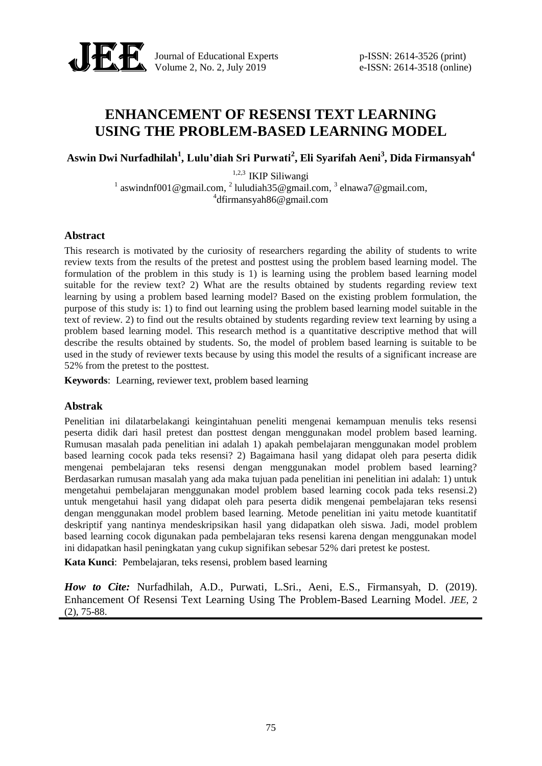# ENHANCEMENT OF RESENSI TEXT LEARNING USING THE PROBLEM-BASED LEARNING MODEL

**Aswin Dwi Nurfadhilah[1], Lulu'diah Sri Purwati[2], Eli Syarifah Aeni[3], Dida Firmansyah[4]**

[1,2,3] IKIP Siliwangi
[1] aswindnf001@gmail.com, [2] luludiah35@gmail.com, [3] elnawa7@gmail.com,
[4]dfirmansyah86@gmail.com

## Abstract

This research is motivated by the curiosity of researchers regarding the ability of students to write review texts from the results of the pretest and posttest using the problem based learning model. The formulation of the problem in this study is 1) is learning using the problem based learning model suitable for the review text? 2) What are the results obtained by students regarding review text learning by using a problem based learning model? Based on the existing problem formulation, the purpose of this study is: 1) to find out learning using the problem based learning model suitable in the text of review. 2) to find out the results obtained by students regarding review text learning by using a problem based learning model. This research method is a quantitative descriptive method that will describe the results obtained by students. So, the model of problem based learning is suitable to be used in the study of reviewer texts because by using this model the results of a significant increase are 52% from the pretest to the posttest.

**Keywords**: Learning, reviewer text, problem based learning

## Abstrak

Penelitian ini dilatarbelakangi keingintahuan peneliti mengenai kemampuan menulis teks resensi peserta didik dari hasil pretest dan posttest dengan menggunakan model problem based learning. Rumusan masalah pada penelitian ini adalah 1) apakah pembelajaran menggunakan model problem based learning cocok pada teks resensi? 2) Bagaimana hasil yang didapat oleh para peserta didik mengenai pembelajaran teks resensi dengan menggunakan model problem based learning? Berdasarkan rumusan masalah yang ada maka tujuan pada penelitian ini penelitian ini adalah: 1) untuk mengetahui pembelajaran menggunakan model problem based learning cocok pada teks resensi.2) untuk mengetahui hasil yang didapat oleh para peserta didik mengenai pembelajaran teks resensi dengan menggunakan model problem based learning. Metode penelitian ini yaitu metode kuantitatif deskriptif yang nantinya mendeskripsikan hasil yang didapatkan oleh siswa. Jadi, model problem based learning cocok digunakan pada pembelajaran teks resensi karena dengan menggunakan model ini didapatkan hasil peningkatan yang cukup signifikan sebesar 52% dari pretest ke postest.

**Kata Kunci**: Pembelajaran, teks resensi, problem based learning

***How to Cite:*** Nurfadhilah, A.D., Purwati, L.Sri., Aeni, E.S., Firmansyah, D. (2019). Enhancement Of Resensi Text Learning Using The Problem-Based Learning Model. *JEE*, 2 (2), 75-88.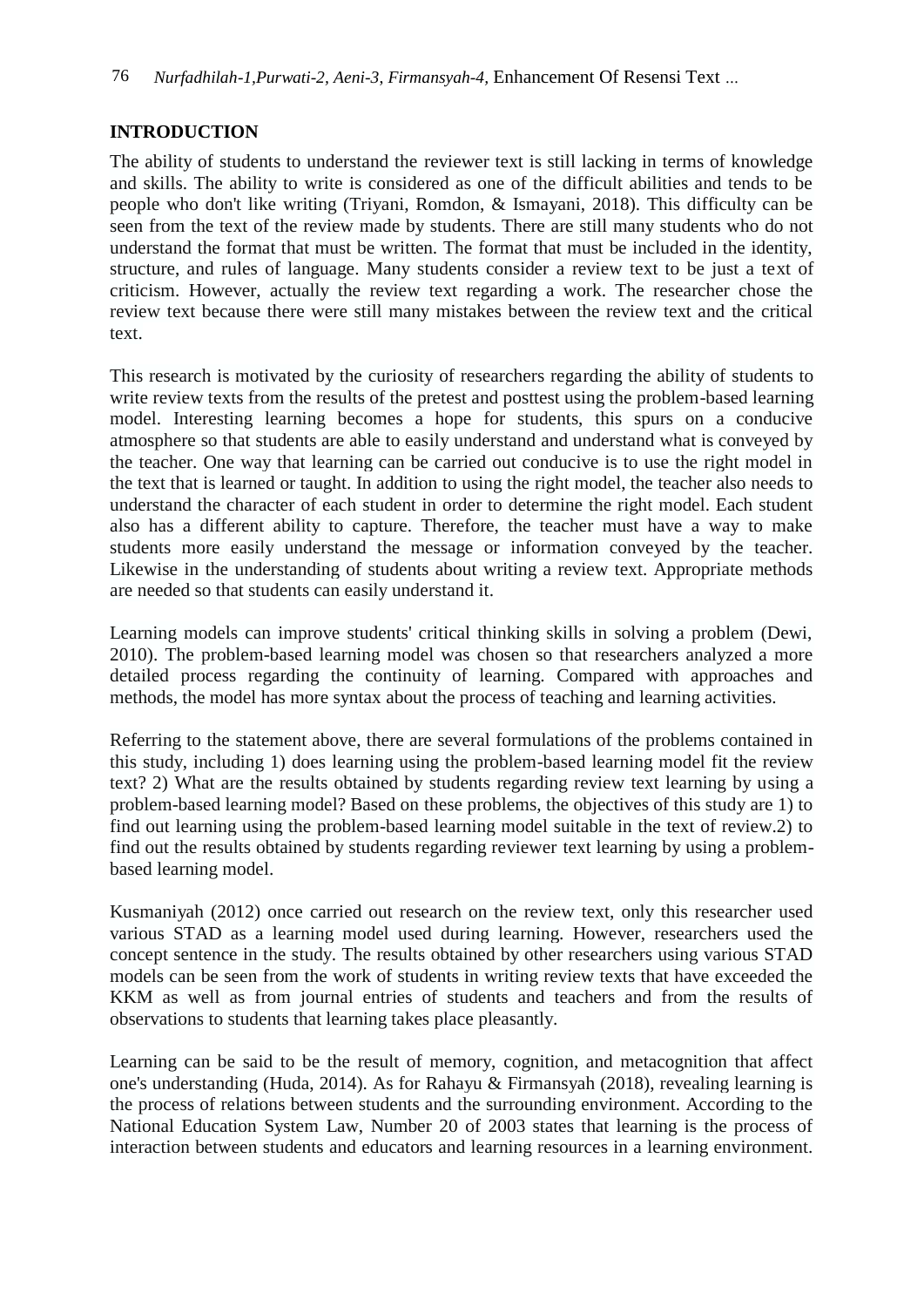## INTRODUCTION

The ability of students to understand the reviewer text is still lacking in terms of knowledge and skills. The ability to write is considered as one of the difficult abilities and tends to be people who don't like writing (Triyani, Romdon, & Ismayani, 2018). This difficulty can be seen from the text of the review made by students. There are still many students who do not understand the format that must be written. The format that must be included in the identity, structure, and rules of language. Many students consider a review text to be just a text of criticism. However, actually the review text regarding a work. The researcher chose the review text because there were still many mistakes between the review text and the critical text.

This research is motivated by the curiosity of researchers regarding the ability of students to write review texts from the results of the pretest and posttest using the problem-based learning model. Interesting learning becomes a hope for students, this spurs on a conducive atmosphere so that students are able to easily understand and understand what is conveyed by the teacher. One way that learning can be carried out conducive is to use the right model in the text that is learned or taught. In addition to using the right model, the teacher also needs to understand the character of each student in order to determine the right model. Each student also has a different ability to capture. Therefore, the teacher must have a way to make students more easily understand the message or information conveyed by the teacher. Likewise in the understanding of students about writing a review text. Appropriate methods are needed so that students can easily understand it.

Learning models can improve students' critical thinking skills in solving a problem (Dewi, 2010). The problem-based learning model was chosen so that researchers analyzed a more detailed process regarding the continuity of learning. Compared with approaches and methods, the model has more syntax about the process of teaching and learning activities.

Referring to the statement above, there are several formulations of the problems contained in this study, including 1) does learning using the problem-based learning model fit the review text? 2) What are the results obtained by students regarding review text learning by using a problem-based learning model? Based on these problems, the objectives of this study are 1) to find out learning using the problem-based learning model suitable in the text of review.2) to find out the results obtained by students regarding reviewer text learning by using a problem-based learning model.

Kusmaniyah (2012) once carried out research on the review text, only this researcher used various STAD as a learning model used during learning. However, researchers used the concept sentence in the study. The results obtained by other researchers using various STAD models can be seen from the work of students in writing review texts that have exceeded the KKM as well as from journal entries of students and teachers and from the results of observations to students that learning takes place pleasantly.

Learning can be said to be the result of memory, cognition, and metacognition that affect one's understanding (Huda, 2014). As for Rahayu & Firmansyah (2018), revealing learning is the process of relations between students and the surrounding environment. According to the National Education System Law, Number 20 of 2003 states that learning is the process of interaction between students and educators and learning resources in a learning environment.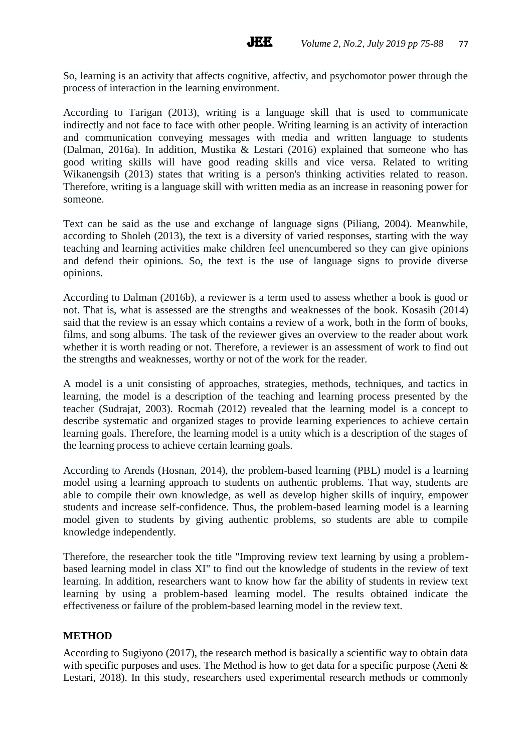So, learning is an activity that affects cognitive, affectiv, and psychomotor power through the process of interaction in the learning environment.

According to Tarigan (2013), writing is a language skill that is used to communicate indirectly and not face to face with other people. Writing learning is an activity of interaction and communication conveying messages with media and written language to students (Dalman, 2016a). In addition, Mustika & Lestari (2016) explained that someone who has good writing skills will have good reading skills and vice versa. Related to writing Wikanengsih (2013) states that writing is a person's thinking activities related to reason. Therefore, writing is a language skill with written media as an increase in reasoning power for someone.

Text can be said as the use and exchange of language signs (Piliang, 2004). Meanwhile, according to Sholeh (2013), the text is a diversity of varied responses, starting with the way teaching and learning activities make children feel unencumbered so they can give opinions and defend their opinions. So, the text is the use of language signs to provide diverse opinions.

According to Dalman (2016b), a reviewer is a term used to assess whether a book is good or not. That is, what is assessed are the strengths and weaknesses of the book. Kosasih (2014) said that the review is an essay which contains a review of a work, both in the form of books, films, and song albums. The task of the reviewer gives an overview to the reader about work whether it is worth reading or not. Therefore, a reviewer is an assessment of work to find out the strengths and weaknesses, worthy or not of the work for the reader.

A model is a unit consisting of approaches, strategies, methods, techniques, and tactics in learning, the model is a description of the teaching and learning process presented by the teacher (Sudrajat, 2003). Rocmah (2012) revealed that the learning model is a concept to describe systematic and organized stages to provide learning experiences to achieve certain learning goals. Therefore, the learning model is a unity which is a description of the stages of the learning process to achieve certain learning goals.

According to Arends (Hosnan, 2014), the problem-based learning (PBL) model is a learning model using a learning approach to students on authentic problems. That way, students are able to compile their own knowledge, as well as develop higher skills of inquiry, empower students and increase self-confidence. Thus, the problem-based learning model is a learning model given to students by giving authentic problems, so students are able to compile knowledge independently.

Therefore, the researcher took the title "Improving review text learning by using a problem-based learning model in class XI" to find out the knowledge of students in the review of text learning. In addition, researchers want to know how far the ability of students in review text learning by using a problem-based learning model. The results obtained indicate the effectiveness or failure of the problem-based learning model in the review text.

## METHOD

According to Sugiyono (2017), the research method is basically a scientific way to obtain data with specific purposes and uses. The Method is how to get data for a specific purpose (Aeni & Lestari, 2018). In this study, researchers used experimental research methods or commonly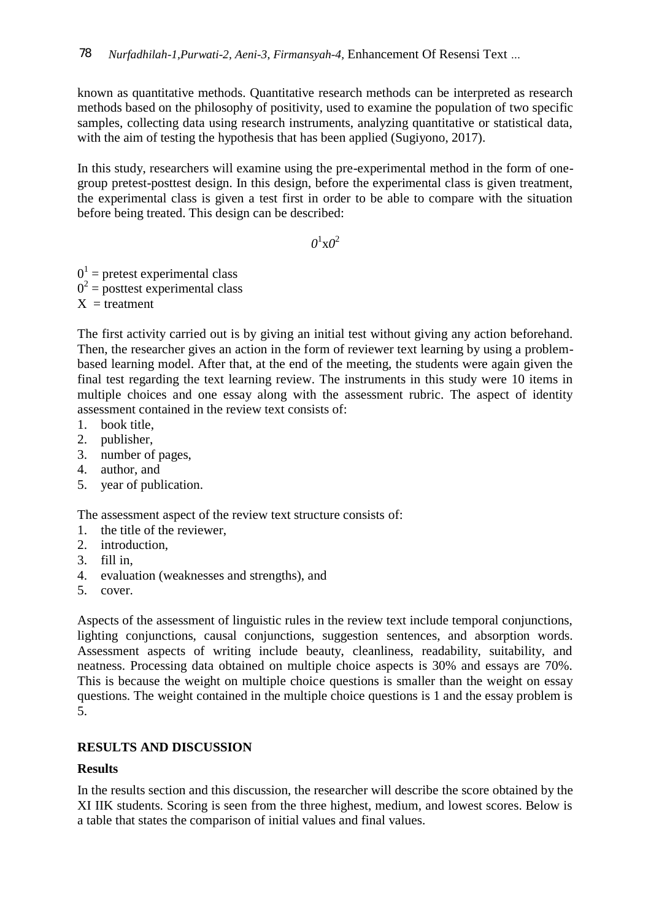known as quantitative methods. Quantitative research methods can be interpreted as research methods based on the philosophy of positivity, used to examine the population of two specific samples, collecting data using research instruments, analyzing quantitative or statistical data, with the aim of testing the hypothesis that has been applied (Sugiyono, 2017).

In this study, researchers will examine using the pre-experimental method in the form of one-group pretest-posttest design. In this design, before the experimental class is given treatment, the experimental class is given a test first in order to be able to compare with the situation before being treated. This design can be described:

$$0^1 x 0^2$$

$0^1$ = pretest experimental class
$0^2$ = posttest experimental class
X = treatment

The first activity carried out is by giving an initial test without giving any action beforehand. Then, the researcher gives an action in the form of reviewer text learning by using a problem-based learning model. After that, at the end of the meeting, the students were again given the final test regarding the text learning review. The instruments in this study were 10 items in multiple choices and one essay along with the assessment rubric. The aspect of identity assessment contained in the review text consists of:

1. book title,
2. publisher,
3. number of pages,
4. author, and
5. year of publication.

The assessment aspect of the review text structure consists of:

1. the title of the reviewer,
2. introduction,
3. fill in,
4. evaluation (weaknesses and strengths), and
5. cover.

Aspects of the assessment of linguistic rules in the review text include temporal conjunctions, lighting conjunctions, causal conjunctions, suggestion sentences, and absorption words. Assessment aspects of writing include beauty, cleanliness, readability, suitability, and neatness. Processing data obtained on multiple choice aspects is 30% and essays are 70%. This is because the weight on multiple choice questions is smaller than the weight on essay questions. The weight contained in the multiple choice questions is 1 and the essay problem is 5.

## RESULTS AND DISCUSSION

### Results

In the results section and this discussion, the researcher will describe the score obtained by the XI IIK students. Scoring is seen from the three highest, medium, and lowest scores. Below is a table that states the comparison of initial values and final values.